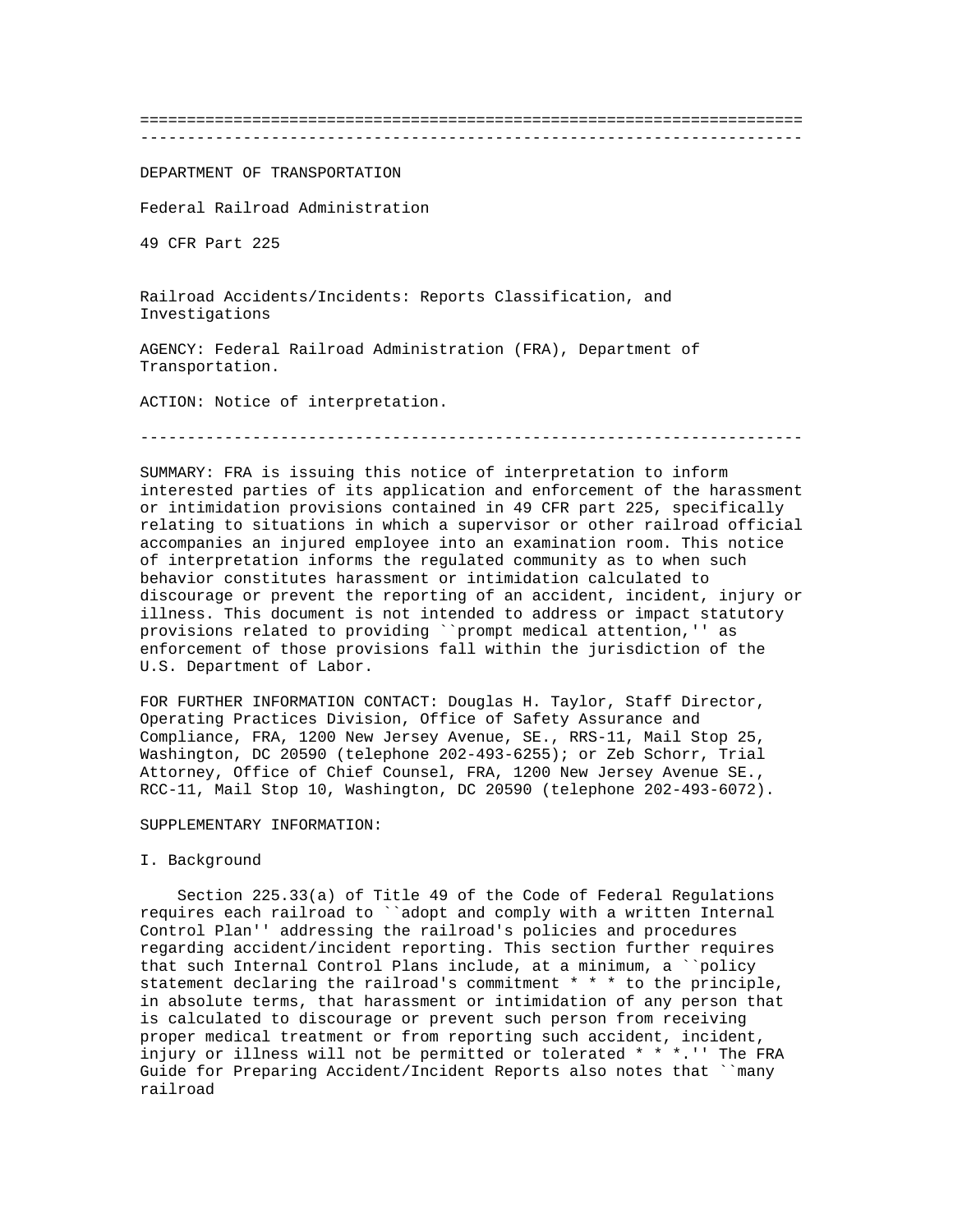DEPARTMENT OF TRANSPORTATION

Federal Railroad Administration

49 CFR Part 225

Railroad Accidents/Incidents: Reports Classification, and Investigations

AGENCY: Federal Railroad Administration (FRA), Department of Transportation.

ACTION: Notice of interpretation.

---

SUMMARY: FRA is issuing this notice of interpretation to inform interested parties of its application and enforcement of the harassment or intimidation provisions contained in 49 CFR part 225, specifically relating to situations in which a supervisor or other railroad official accompanies an injured employee into an examination room. This notice of interpretation informs the regulated community as to when such behavior constitutes harassment or intimidation calculated to discourage or prevent the reporting of an accident, incident, injury or illness. This document is not intended to address or impact statutory provisions related to providing ``prompt medical attention,'' as enforcement of those provisions fall within the jurisdiction of the U.S. Department of Labor.

FOR FURTHER INFORMATION CONTACT: Douglas H. Taylor, Staff Director, Operating Practices Division, Office of Safety Assurance and Compliance, FRA, 1200 New Jersey Avenue, SE., RRS-11, Mail Stop 25, Washington, DC 20590 (telephone 202-493-6255); or Zeb Schorr, Trial Attorney, Office of Chief Counsel, FRA, 1200 New Jersey Avenue SE., RCC-11, Mail Stop 10, Washington, DC 20590 (telephone 202-493-6072).

SUPPLEMENTARY INFORMATION:

I. Background

Section 225.33(a) of Title 49 of the Code of Federal Regulations requires each railroad to ``adopt and comply with a written Internal Control Plan'' addressing the railroad's policies and procedures regarding accident/incident reporting. This section further requires that such Internal Control Plans include, at a minimum, a ``policy statement declaring the railroad's commitment * * * to the principle, in absolute terms, that harassment or intimidation of any person that is calculated to discourage or prevent such person from receiving proper medical treatment or from reporting such accident, incident, injury or illness will not be permitted or tolerated * * *.'' The FRA Guide for Preparing Accident/Incident Reports also notes that ``many railroad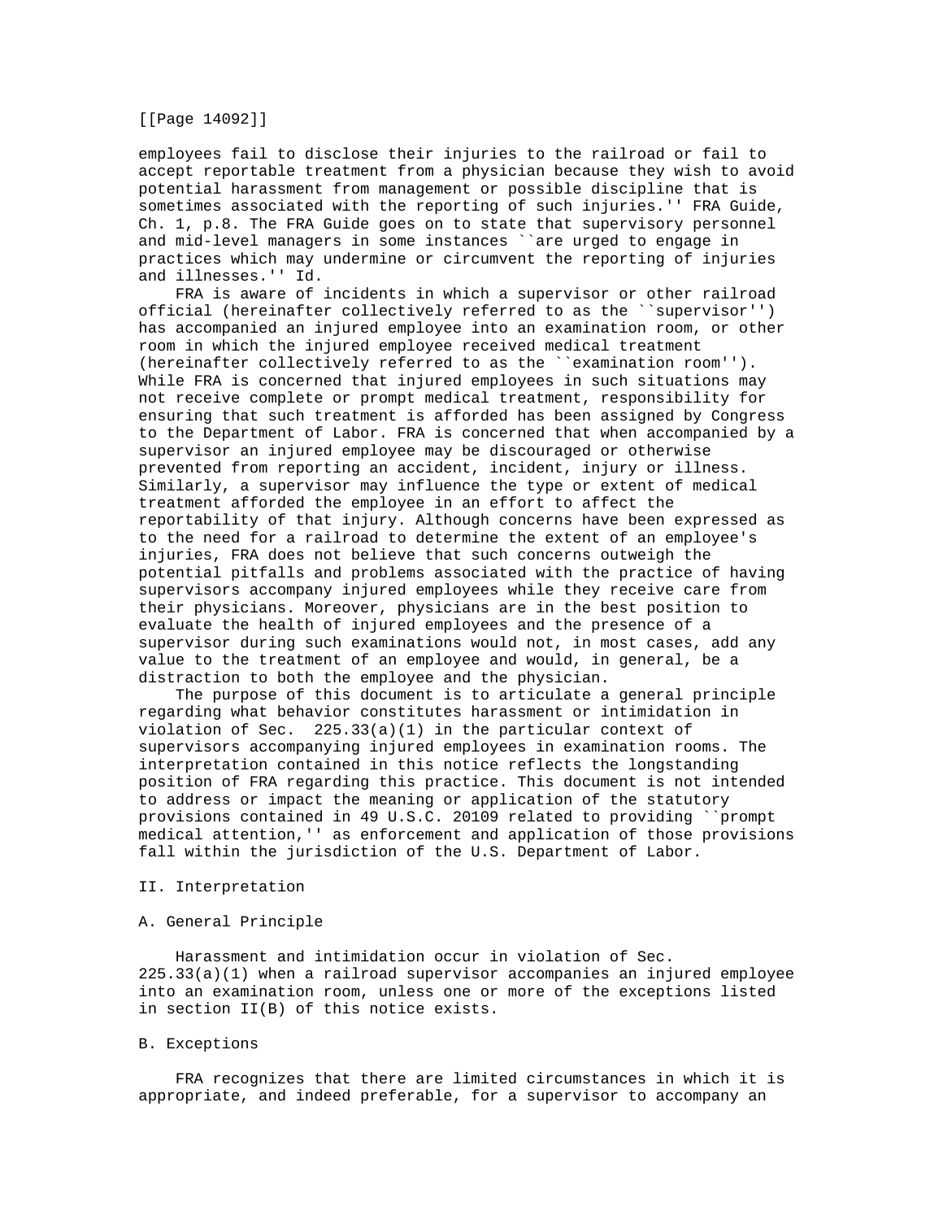employees fail to disclose their injuries to the railroad or fail to accept reportable treatment from a physician because they wish to avoid potential harassment from management or possible discipline that is sometimes associated with the reporting of such injuries.'' FRA Guide, Ch. 1, p.8. The FRA Guide goes on to state that supervisory personnel and mid-level managers in some instances ``are urged to engage in practices which may undermine or circumvent the reporting of injuries and illnesses.'' Id.

FRA is aware of incidents in which a supervisor or other railroad official (hereinafter collectively referred to as the ``supervisor'') has accompanied an injured employee into an examination room, or other room in which the injured employee received medical treatment (hereinafter collectively referred to as the ``examination room''). While FRA is concerned that injured employees in such situations may not receive complete or prompt medical treatment, responsibility for ensuring that such treatment is afforded has been assigned by Congress to the Department of Labor. FRA is concerned that when accompanied by a supervisor an injured employee may be discouraged or otherwise prevented from reporting an accident, incident, injury or illness. Similarly, a supervisor may influence the type or extent of medical treatment afforded the employee in an effort to affect the reportability of that injury. Although concerns have been expressed as to the need for a railroad to determine the extent of an employee's injuries, FRA does not believe that such concerns outweigh the potential pitfalls and problems associated with the practice of having supervisors accompany injured employees while they receive care from their physicians. Moreover, physicians are in the best position to evaluate the health of injured employees and the presence of a supervisor during such examinations would not, in most cases, add any value to the treatment of an employee and would, in general, be a distraction to both the employee and the physician.

The purpose of this document is to articulate a general principle regarding what behavior constitutes harassment or intimidation in violation of Sec. 225.33(a)(1) in the particular context of supervisors accompanying injured employees in examination rooms. The interpretation contained in this notice reflects the longstanding position of FRA regarding this practice. This document is not intended to address or impact the meaning or application of the statutory provisions contained in 49 U.S.C. 20109 related to providing ``prompt medical attention,'' as enforcement and application of those provisions fall within the jurisdiction of the U.S. Department of Labor.

## II. Interpretation

### A. General Principle

Harassment and intimidation occur in violation of Sec. 225.33(a)(1) when a railroad supervisor accompanies an injured employee into an examination room, unless one or more of the exceptions listed in section II(B) of this notice exists.

### B. Exceptions

FRA recognizes that there are limited circumstances in which it is appropriate, and indeed preferable, for a supervisor to accompany an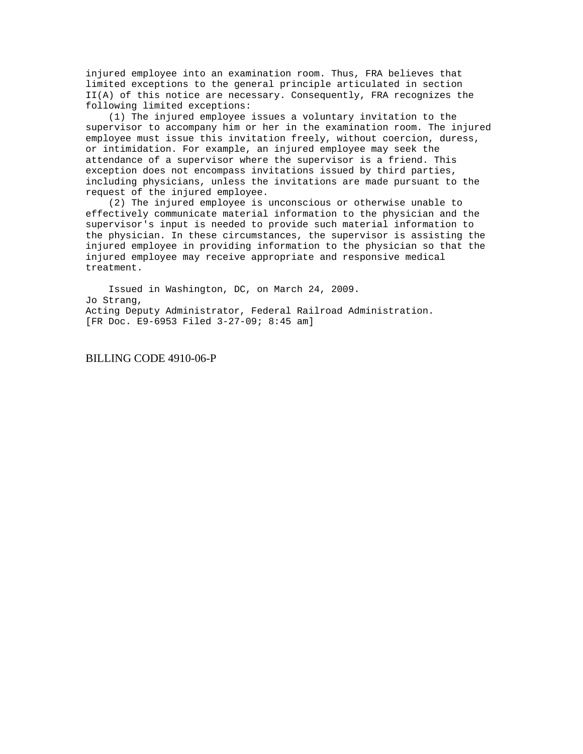injured employee into an examination room. Thus, FRA believes that limited exceptions to the general principle articulated in section II(A) of this notice are necessary. Consequently, FRA recognizes the following limited exceptions:

(1) The injured employee issues a voluntary invitation to the supervisor to accompany him or her in the examination room. The injured employee must issue this invitation freely, without coercion, duress, or intimidation. For example, an injured employee may seek the attendance of a supervisor where the supervisor is a friend. This exception does not encompass invitations issued by third parties, including physicians, unless the invitations are made pursuant to the request of the injured employee.

(2) The injured employee is unconscious or otherwise unable to effectively communicate material information to the physician and the supervisor's input is needed to provide such material information to the physician. In these circumstances, the supervisor is assisting the injured employee in providing information to the physician so that the injured employee may receive appropriate and responsive medical treatment.

Issued in Washington, DC, on March 24, 2009.

Jo Strang,
Acting Deputy Administrator, Federal Railroad Administration.
[FR Doc. E9-6953 Filed 3-27-09; 8:45 am]

BILLING CODE 4910-06-P